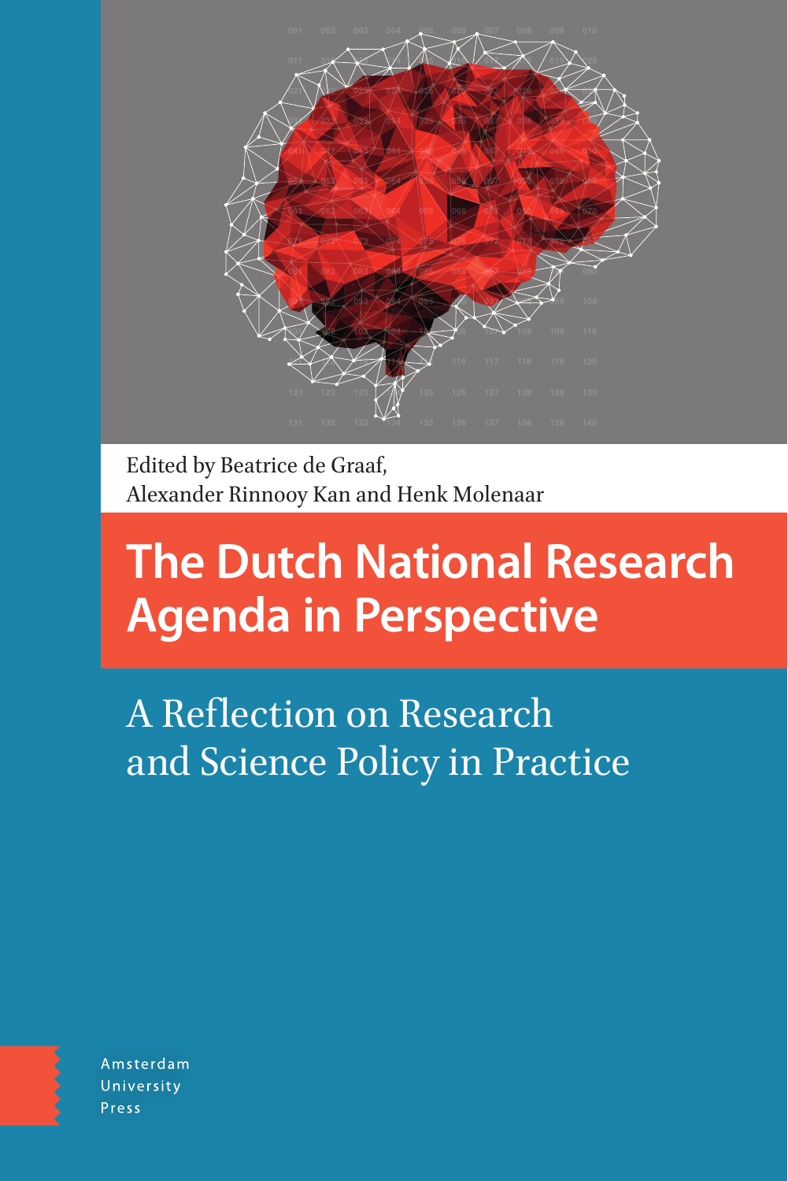Edited by Beatrice de Graaf,
Alexander Rinnooy Kan and Henk Molenaar

# The Dutch National Research Agenda in Perspective

## A Reflection on Research and Science Policy in Practice

Amsterdam
University
Press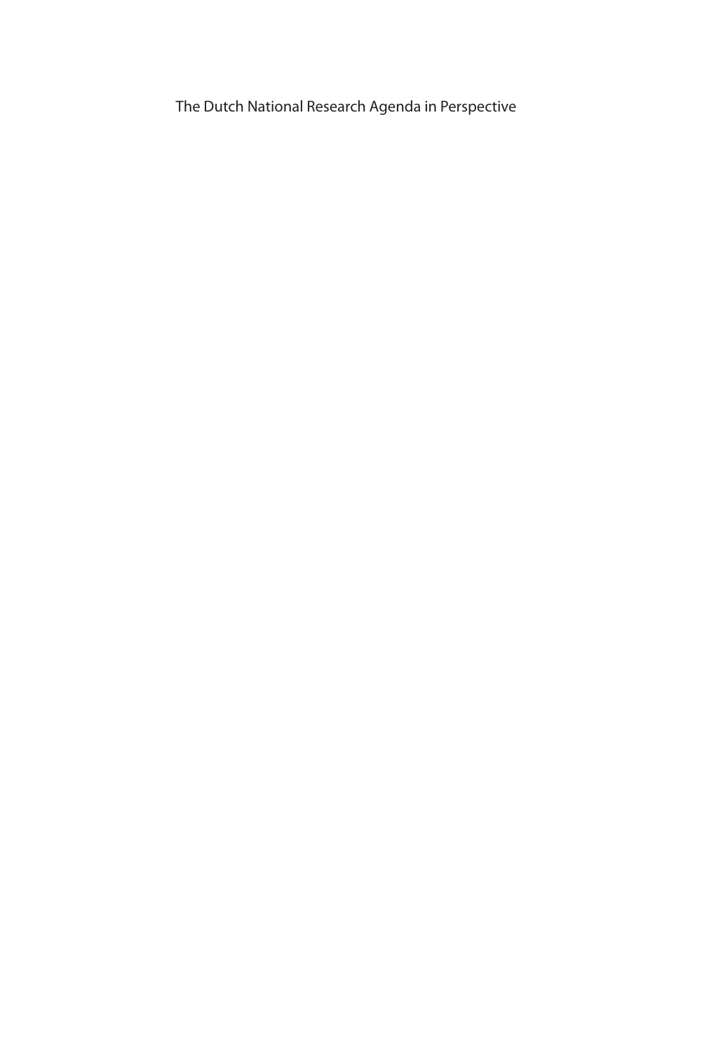The Dutch National Research Agenda in Perspective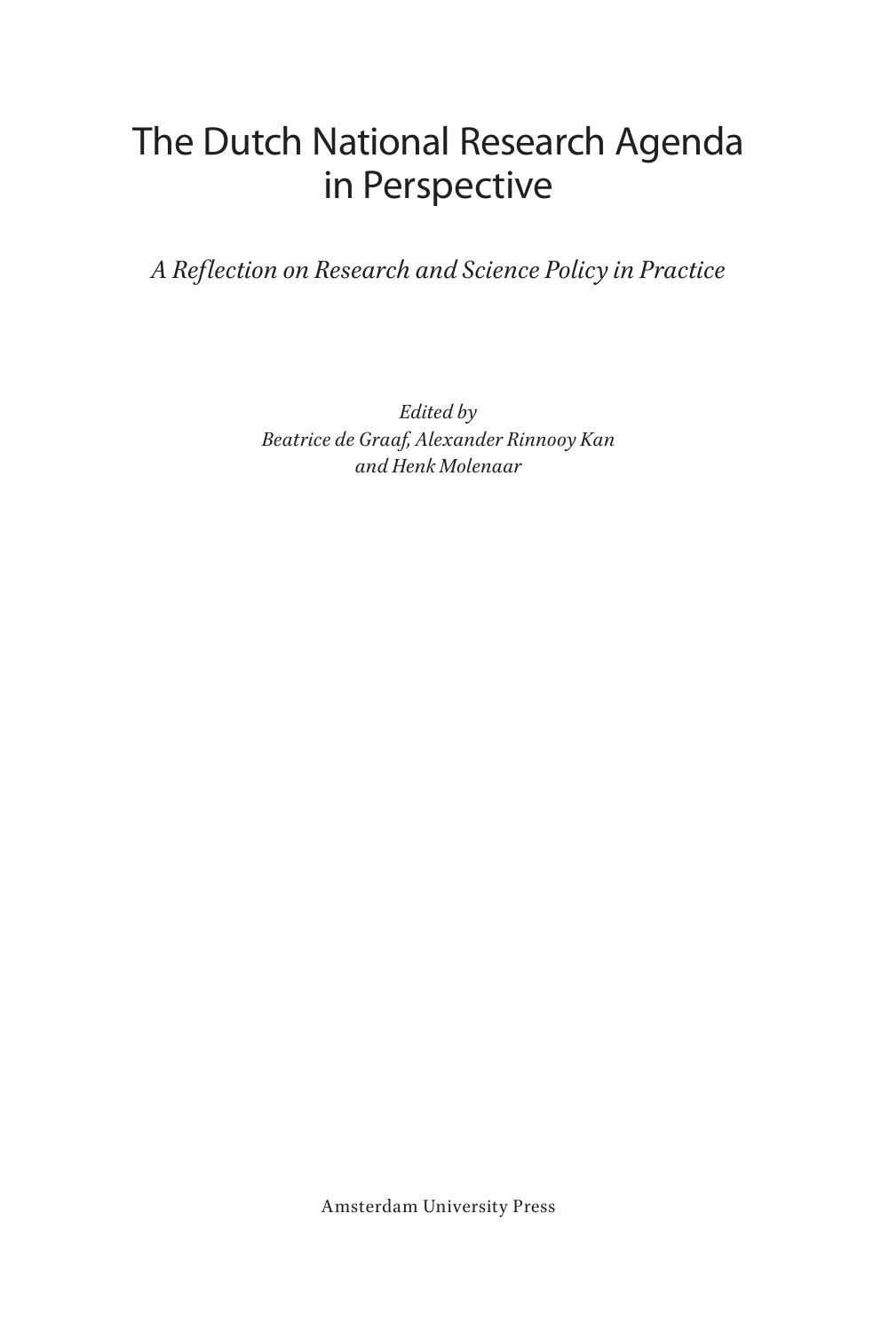# The Dutch National Research Agenda in Perspective

*A Reflection on Research and Science Policy in Practice*

*Edited by*
*Beatrice de Graaf, Alexander Rinnooy Kan and Henk Molenaar*

Amsterdam University Press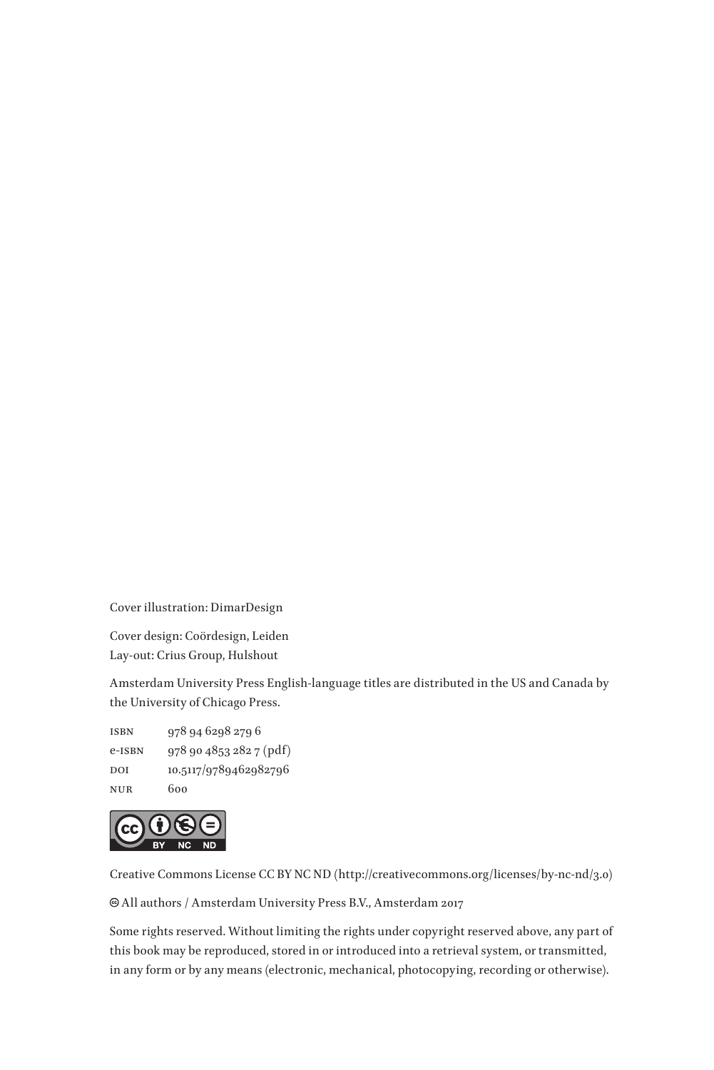Cover illustration: DimarDesign

Cover design: Coördesign, Leiden
Lay-out: Crius Group, Hulshout

Amsterdam University Press English-language titles are distributed in the US and Canada by the University of Chicago Press.

| | |
|---|---|
| ISBN | 978 94 6298 279 6 |
| e-ISBN | 978 90 4853 282 7 (pdf) |
| DOI | 10.5117/9789462982796 |
| NUR | 600 |

Creative Commons License CC BY NC ND (http://creativecommons.org/licenses/by-nc-nd/3.0)

© All authors / Amsterdam University Press B.V., Amsterdam 2017

Some rights reserved. Without limiting the rights under copyright reserved above, any part of this book may be reproduced, stored in or introduced into a retrieval system, or transmitted, in any form or by any means (electronic, mechanical, photocopying, recording or otherwise).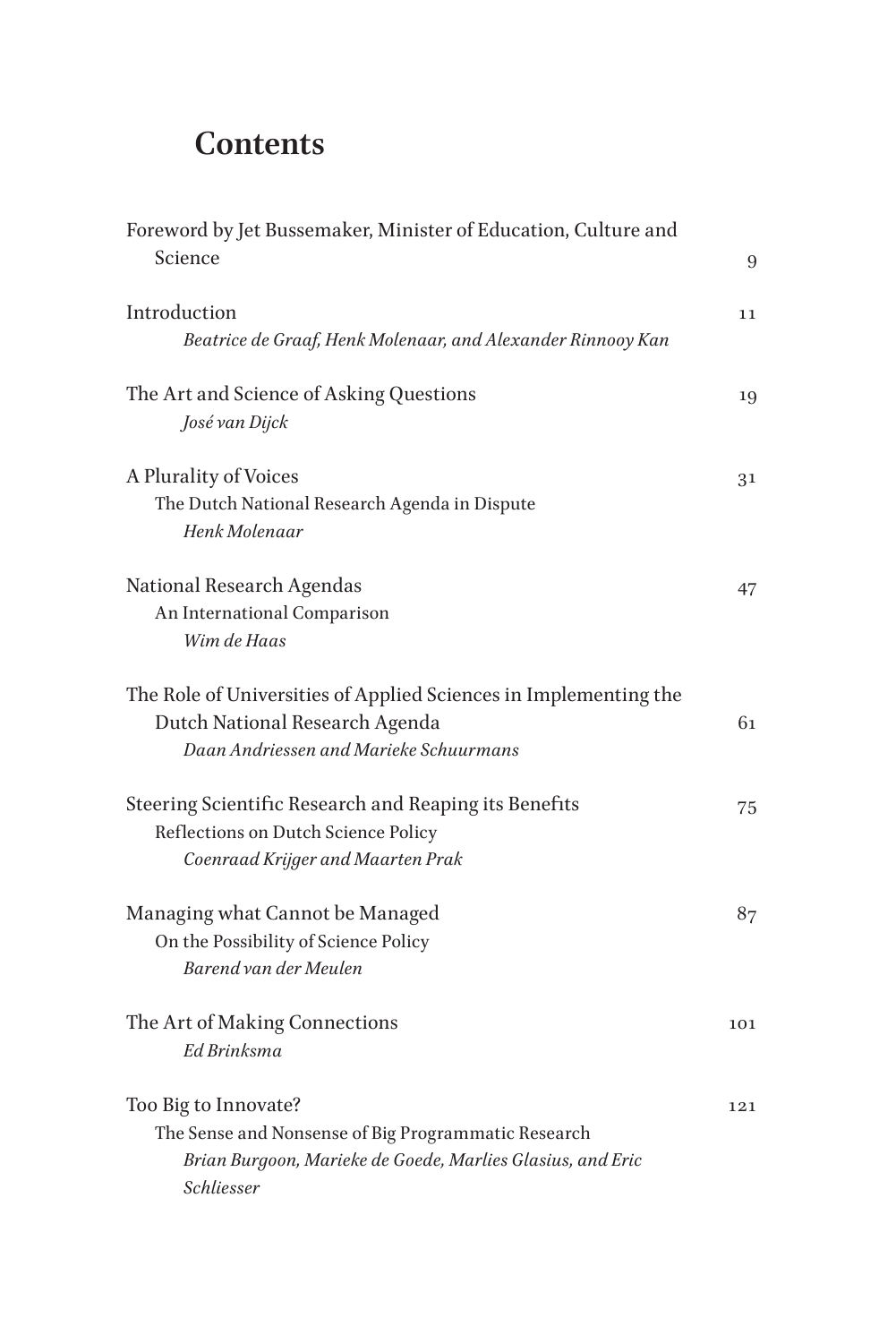# Contents

Foreword by Jet Bussemaker, Minister of Education, Culture and Science 9

Introduction 11
*Beatrice de Graaf, Henk Molenaar, and Alexander Rinnooy Kan*

The Art and Science of Asking Questions 19
*José van Dijck*

A Plurality of Voices 31
The Dutch National Research Agenda in Dispute
*Henk Molenaar*

National Research Agendas 47
An International Comparison
*Wim de Haas*

The Role of Universities of Applied Sciences in Implementing the Dutch National Research Agenda 61
*Daan Andriessen and Marieke Schuurmans*

Steering Scientific Research and Reaping its Benefits 75
Reflections on Dutch Science Policy
*Coenraad Krijger and Maarten Prak*

Managing what Cannot be Managed 87
On the Possibility of Science Policy
*Barend van der Meulen*

The Art of Making Connections 101
*Ed Brinksma*

Too Big to Innovate? 121
The Sense and Nonsense of Big Programmatic Research
*Brian Burgoon, Marieke de Goede, Marlies Glasius, and Eric Schliesser*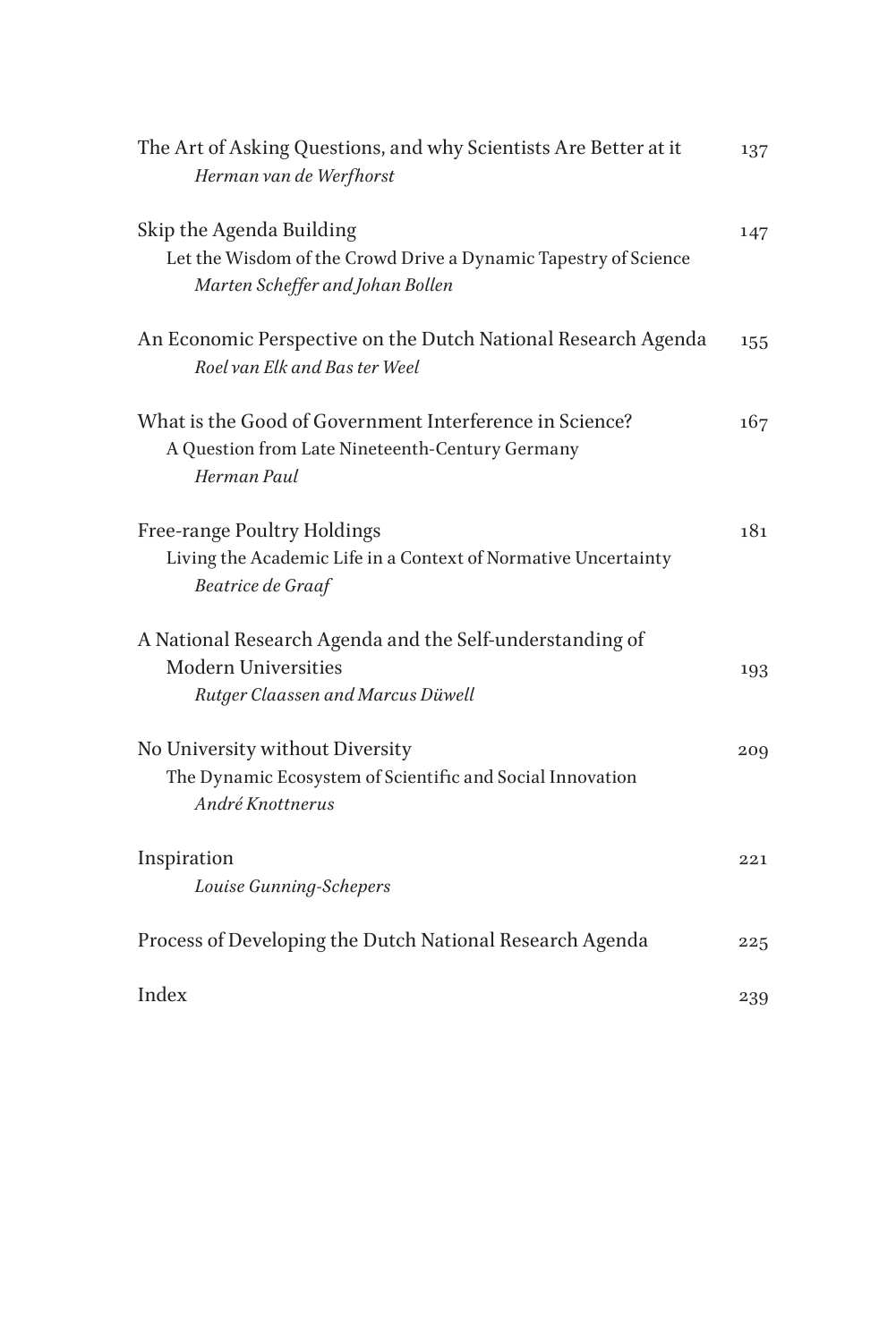The Art of Asking Questions, and why Scientists Are Better at it — 137
*Herman van de Werfhorst*

Skip the Agenda Building — 147
Let the Wisdom of the Crowd Drive a Dynamic Tapestry of Science
*Marten Scheffer and Johan Bollen*

An Economic Perspective on the Dutch National Research Agenda — 155
*Roel van Elk and Bas ter Weel*

What is the Good of Government Interference in Science? — 167
A Question from Late Nineteenth-Century Germany
*Herman Paul*

Free-range Poultry Holdings — 181
Living the Academic Life in a Context of Normative Uncertainty
*Beatrice de Graaf*

A National Research Agenda and the Self-understanding of Modern Universities — 193
*Rutger Claassen and Marcus Düwell*

No University without Diversity — 209
The Dynamic Ecosystem of Scientific and Social Innovation
*André Knottnerus*

Inspiration — 221
*Louise Gunning-Schepers*

Process of Developing the Dutch National Research Agenda — 225

Index — 239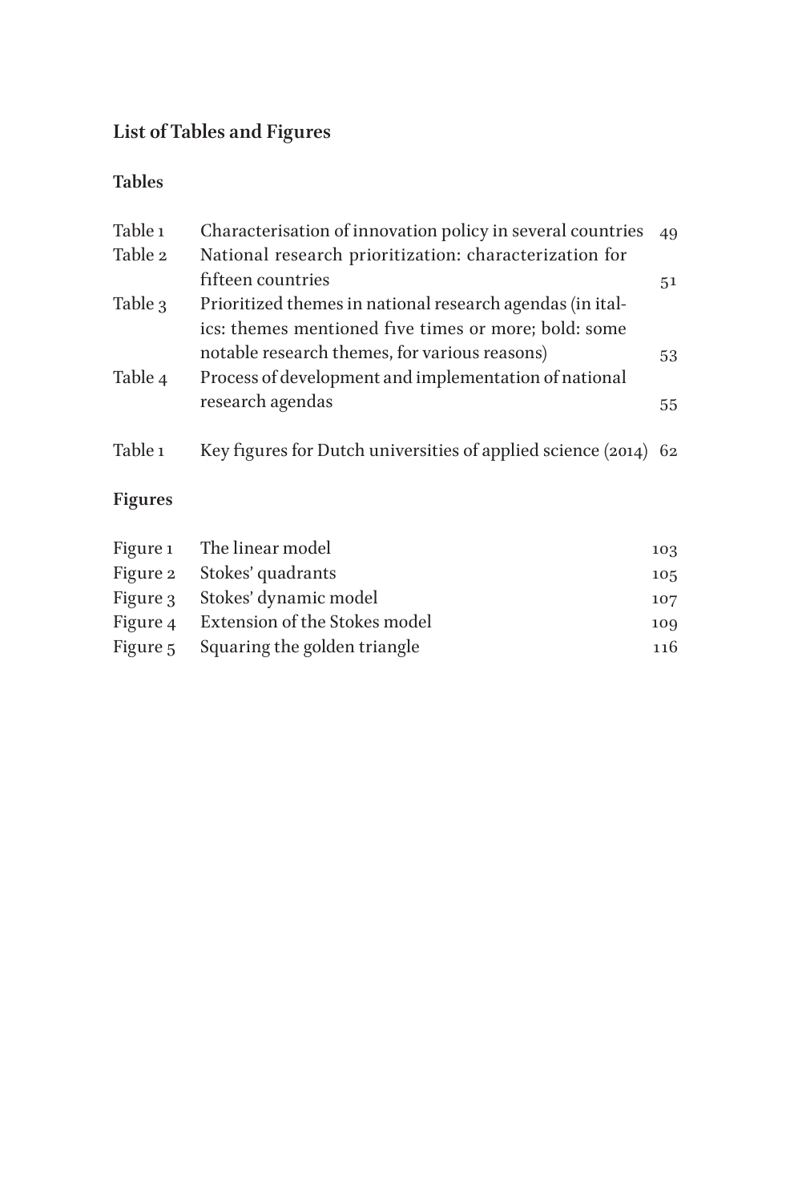## List of Tables and Figures

### Tables

| | | |
|---|---|---|
| Table 1 | Characterisation of innovation policy in several countries | 49 |
| Table 2 | National research prioritization: characterization for fifteen countries | 51 |
| Table 3 | Prioritized themes in national research agendas (in italics: themes mentioned five times or more; bold: some notable research themes, for various reasons) | 53 |
| Table 4 | Process of development and implementation of national research agendas | 55 |
| Table 1 | Key figures for Dutch universities of applied science (2014) | 62 |

### Figures

| | | |
|---|---|---|
| Figure 1 | The linear model | 103 |
| Figure 2 | Stokes' quadrants | 105 |
| Figure 3 | Stokes' dynamic model | 107 |
| Figure 4 | Extension of the Stokes model | 109 |
| Figure 5 | Squaring the golden triangle | 116 |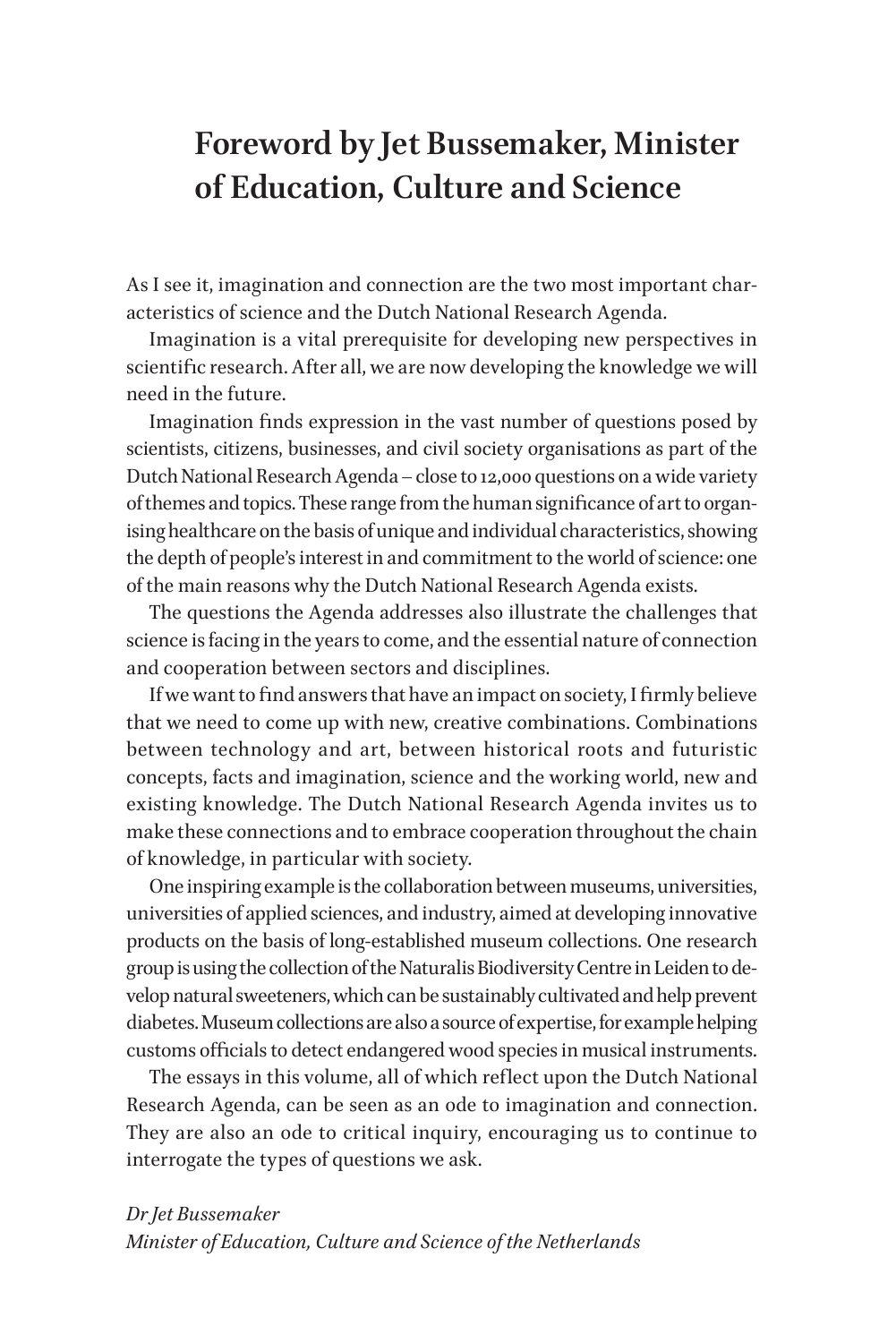# Foreword by Jet Bussemaker, Minister of Education, Culture and Science

As I see it, imagination and connection are the two most important characteristics of science and the Dutch National Research Agenda.

Imagination is a vital prerequisite for developing new perspectives in scientific research. After all, we are now developing the knowledge we will need in the future.

Imagination finds expression in the vast number of questions posed by scientists, citizens, businesses, and civil society organisations as part of the Dutch National Research Agenda – close to 12,000 questions on a wide variety of themes and topics. These range from the human significance of art to organising healthcare on the basis of unique and individual characteristics, showing the depth of people's interest in and commitment to the world of science: one of the main reasons why the Dutch National Research Agenda exists.

The questions the Agenda addresses also illustrate the challenges that science is facing in the years to come, and the essential nature of connection and cooperation between sectors and disciplines.

If we want to find answers that have an impact on society, I firmly believe that we need to come up with new, creative combinations. Combinations between technology and art, between historical roots and futuristic concepts, facts and imagination, science and the working world, new and existing knowledge. The Dutch National Research Agenda invites us to make these connections and to embrace cooperation throughout the chain of knowledge, in particular with society.

One inspiring example is the collaboration between museums, universities, universities of applied sciences, and industry, aimed at developing innovative products on the basis of long-established museum collections. One research group is using the collection of the Naturalis Biodiversity Centre in Leiden to develop natural sweeteners, which can be sustainably cultivated and help prevent diabetes. Museum collections are also a source of expertise, for example helping customs officials to detect endangered wood species in musical instruments.

The essays in this volume, all of which reflect upon the Dutch National Research Agenda, can be seen as an ode to imagination and connection. They are also an ode to critical inquiry, encouraging us to continue to interrogate the types of questions we ask.

*Dr Jet Bussemaker*
*Minister of Education, Culture and Science of the Netherlands*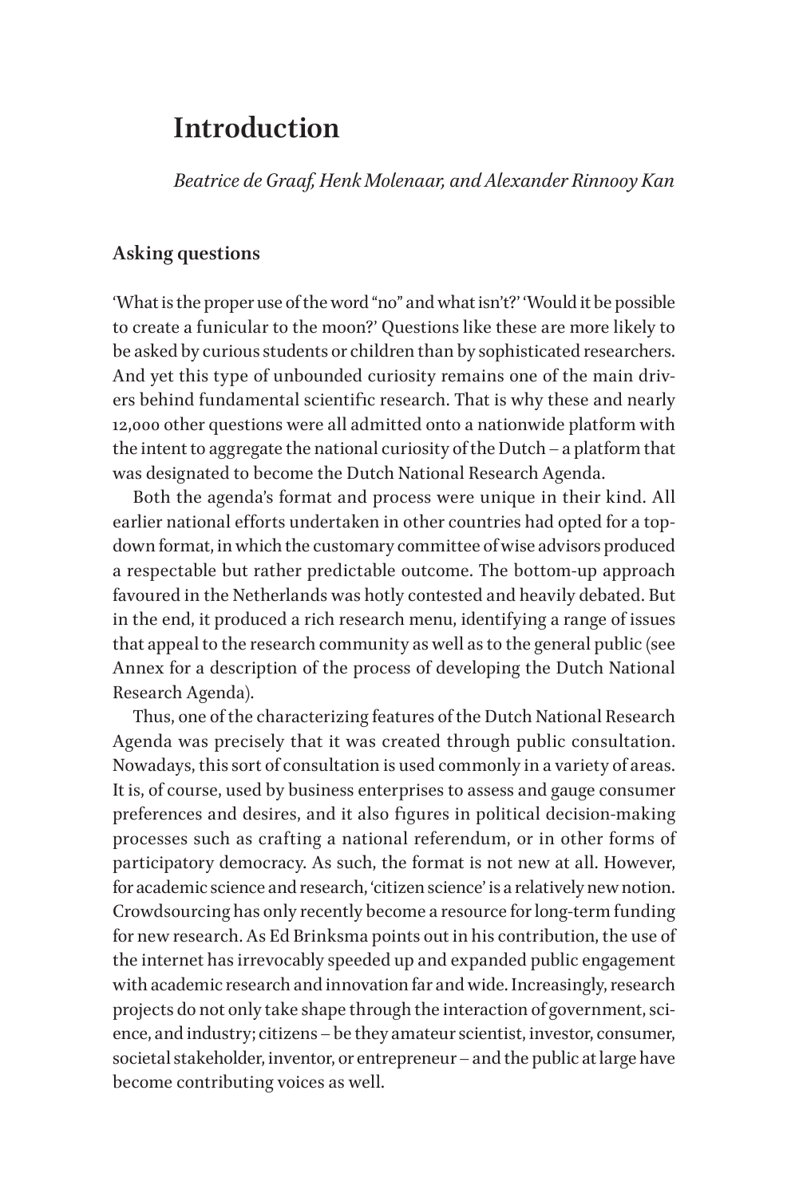# Introduction

*Beatrice de Graaf, Henk Molenaar, and Alexander Rinnooy Kan*

## Asking questions

'What is the proper use of the word "no" and what isn't?' 'Would it be possible to create a funicular to the moon?' Questions like these are more likely to be asked by curious students or children than by sophisticated researchers. And yet this type of unbounded curiosity remains one of the main drivers behind fundamental scientific research. That is why these and nearly 12,000 other questions were all admitted onto a nationwide platform with the intent to aggregate the national curiosity of the Dutch – a platform that was designated to become the Dutch National Research Agenda.

Both the agenda's format and process were unique in their kind. All earlier national efforts undertaken in other countries had opted for a top-down format, in which the customary committee of wise advisors produced a respectable but rather predictable outcome. The bottom-up approach favoured in the Netherlands was hotly contested and heavily debated. But in the end, it produced a rich research menu, identifying a range of issues that appeal to the research community as well as to the general public (see Annex for a description of the process of developing the Dutch National Research Agenda).

Thus, one of the characterizing features of the Dutch National Research Agenda was precisely that it was created through public consultation. Nowadays, this sort of consultation is used commonly in a variety of areas. It is, of course, used by business enterprises to assess and gauge consumer preferences and desires, and it also figures in political decision-making processes such as crafting a national referendum, or in other forms of participatory democracy. As such, the format is not new at all. However, for academic science and research, 'citizen science' is a relatively new notion. Crowdsourcing has only recently become a resource for long-term funding for new research. As Ed Brinksma points out in his contribution, the use of the internet has irrevocably speeded up and expanded public engagement with academic research and innovation far and wide. Increasingly, research projects do not only take shape through the interaction of government, science, and industry; citizens – be they amateur scientist, investor, consumer, societal stakeholder, inventor, or entrepreneur – and the public at large have become contributing voices as well.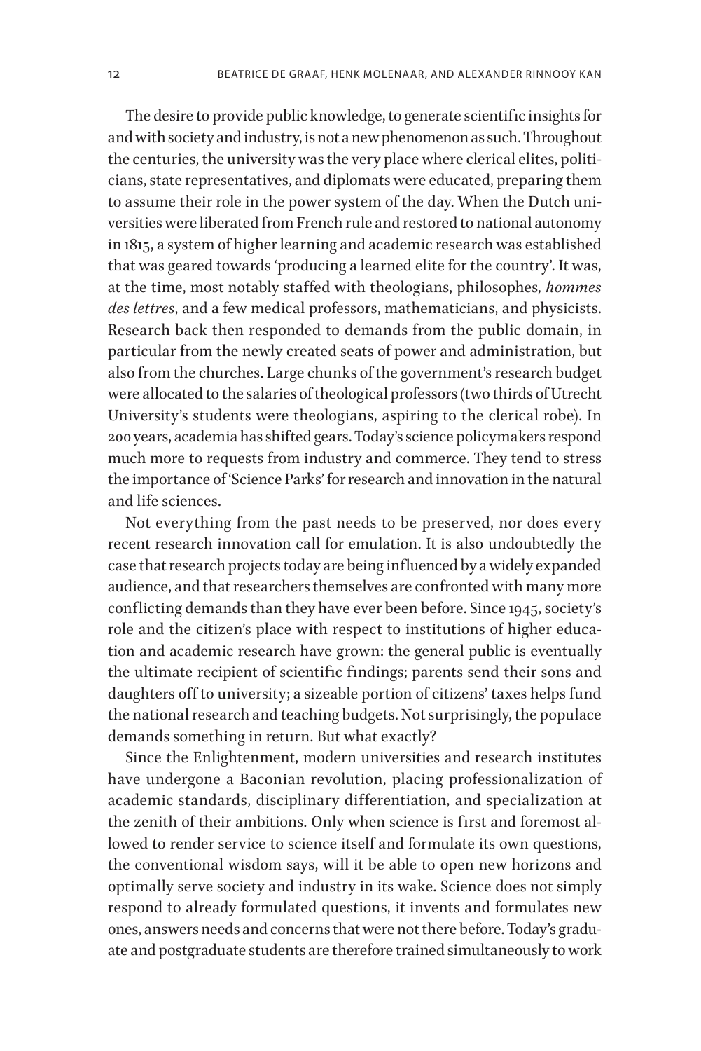The desire to provide public knowledge, to generate scientific insights for and with society and industry, is not a new phenomenon as such. Throughout the centuries, the university was the very place where clerical elites, politicians, state representatives, and diplomats were educated, preparing them to assume their role in the power system of the day. When the Dutch universities were liberated from French rule and restored to national autonomy in 1815, a system of higher learning and academic research was established that was geared towards 'producing a learned elite for the country'. It was, at the time, most notably staffed with theologians, philosophes, *hommes des lettres*, and a few medical professors, mathematicians, and physicists. Research back then responded to demands from the public domain, in particular from the newly created seats of power and administration, but also from the churches. Large chunks of the government's research budget were allocated to the salaries of theological professors (two thirds of Utrecht University's students were theologians, aspiring to the clerical robe). In 200 years, academia has shifted gears. Today's science policymakers respond much more to requests from industry and commerce. They tend to stress the importance of 'Science Parks' for research and innovation in the natural and life sciences.

Not everything from the past needs to be preserved, nor does every recent research innovation call for emulation. It is also undoubtedly the case that research projects today are being influenced by a widely expanded audience, and that researchers themselves are confronted with many more conflicting demands than they have ever been before. Since 1945, society's role and the citizen's place with respect to institutions of higher education and academic research have grown: the general public is eventually the ultimate recipient of scientific findings; parents send their sons and daughters off to university; a sizeable portion of citizens' taxes helps fund the national research and teaching budgets. Not surprisingly, the populace demands something in return. But what exactly?

Since the Enlightenment, modern universities and research institutes have undergone a Baconian revolution, placing professionalization of academic standards, disciplinary differentiation, and specialization at the zenith of their ambitions. Only when science is first and foremost allowed to render service to science itself and formulate its own questions, the conventional wisdom says, will it be able to open new horizons and optimally serve society and industry in its wake. Science does not simply respond to already formulated questions, it invents and formulates new ones, answers needs and concerns that were not there before. Today's graduate and postgraduate students are therefore trained simultaneously to work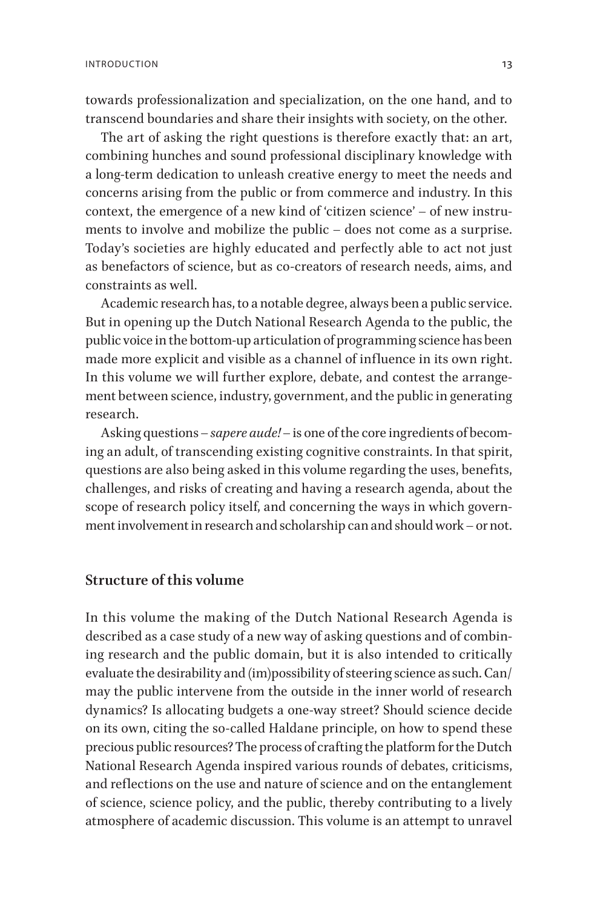towards professionalization and specialization, on the one hand, and to transcend boundaries and share their insights with society, on the other.

The art of asking the right questions is therefore exactly that: an art, combining hunches and sound professional disciplinary knowledge with a long-term dedication to unleash creative energy to meet the needs and concerns arising from the public or from commerce and industry. In this context, the emergence of a new kind of 'citizen science' – of new instruments to involve and mobilize the public – does not come as a surprise. Today's societies are highly educated and perfectly able to act not just as benefactors of science, but as co-creators of research needs, aims, and constraints as well.

Academic research has, to a notable degree, always been a public service. But in opening up the Dutch National Research Agenda to the public, the public voice in the bottom-up articulation of programming science has been made more explicit and visible as a channel of influence in its own right. In this volume we will further explore, debate, and contest the arrangement between science, industry, government, and the public in generating research.

Asking questions – *sapere aude!* – is one of the core ingredients of becoming an adult, of transcending existing cognitive constraints. In that spirit, questions are also being asked in this volume regarding the uses, benefits, challenges, and risks of creating and having a research agenda, about the scope of research policy itself, and concerning the ways in which government involvement in research and scholarship can and should work – or not.

## Structure of this volume

In this volume the making of the Dutch National Research Agenda is described as a case study of a new way of asking questions and of combining research and the public domain, but it is also intended to critically evaluate the desirability and (im)possibility of steering science as such. Can/may the public intervene from the outside in the inner world of research dynamics? Is allocating budgets a one-way street? Should science decide on its own, citing the so-called Haldane principle, on how to spend these precious public resources? The process of crafting the platform for the Dutch National Research Agenda inspired various rounds of debates, criticisms, and reflections on the use and nature of science and on the entanglement of science, science policy, and the public, thereby contributing to a lively atmosphere of academic discussion. This volume is an attempt to unravel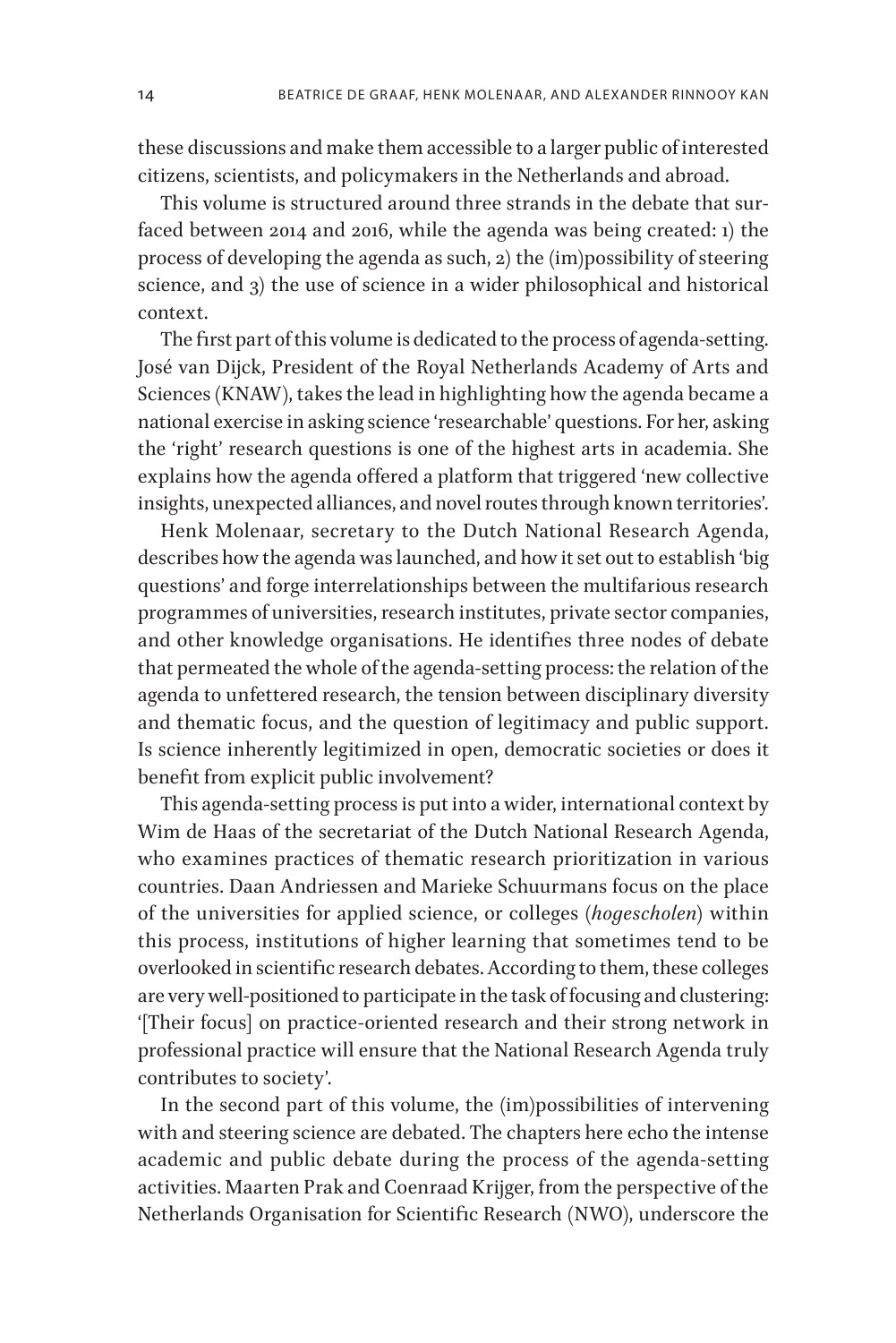these discussions and make them accessible to a larger public of interested citizens, scientists, and policymakers in the Netherlands and abroad.

This volume is structured around three strands in the debate that surfaced between 2014 and 2016, while the agenda was being created: 1) the process of developing the agenda as such, 2) the (im)possibility of steering science, and 3) the use of science in a wider philosophical and historical context.

The first part of this volume is dedicated to the process of agenda-setting. José van Dijck, President of the Royal Netherlands Academy of Arts and Sciences (KNAW), takes the lead in highlighting how the agenda became a national exercise in asking science 'researchable' questions. For her, asking the 'right' research questions is one of the highest arts in academia. She explains how the agenda offered a platform that triggered 'new collective insights, unexpected alliances, and novel routes through known territories'.

Henk Molenaar, secretary to the Dutch National Research Agenda, describes how the agenda was launched, and how it set out to establish 'big questions' and forge interrelationships between the multifarious research programmes of universities, research institutes, private sector companies, and other knowledge organisations. He identifies three nodes of debate that permeated the whole of the agenda-setting process: the relation of the agenda to unfettered research, the tension between disciplinary diversity and thematic focus, and the question of legitimacy and public support. Is science inherently legitimized in open, democratic societies or does it benefit from explicit public involvement?

This agenda-setting process is put into a wider, international context by Wim de Haas of the secretariat of the Dutch National Research Agenda, who examines practices of thematic research prioritization in various countries. Daan Andriessen and Marieke Schuurmans focus on the place of the universities for applied science, or colleges (*hogescholen*) within this process, institutions of higher learning that sometimes tend to be overlooked in scientific research debates. According to them, these colleges are very well-positioned to participate in the task of focusing and clustering: '[Their focus] on practice-oriented research and their strong network in professional practice will ensure that the National Research Agenda truly contributes to society'.

In the second part of this volume, the (im)possibilities of intervening with and steering science are debated. The chapters here echo the intense academic and public debate during the process of the agenda-setting activities. Maarten Prak and Coenraad Krijger, from the perspective of the Netherlands Organisation for Scientific Research (NWO), underscore the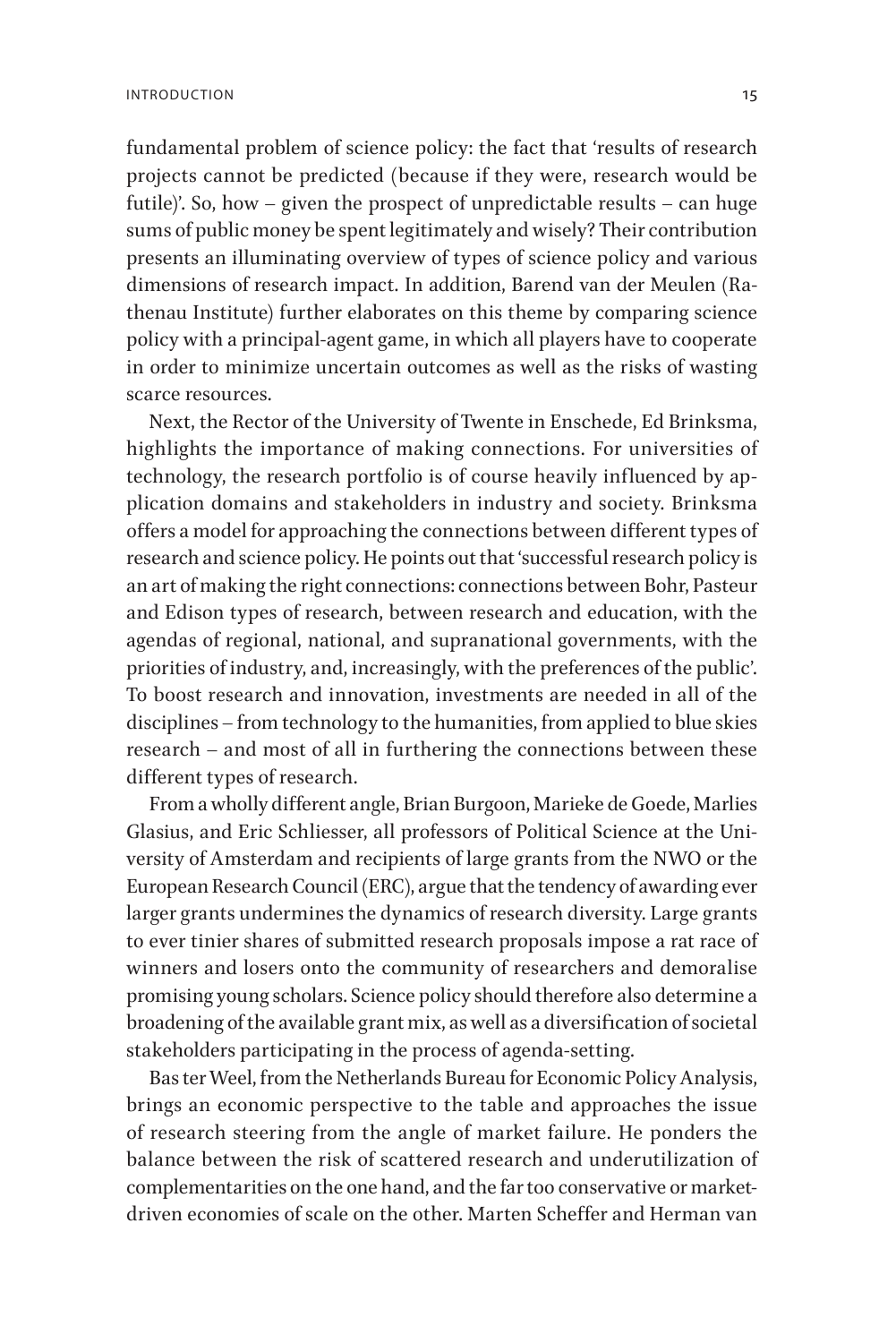fundamental problem of science policy: the fact that 'results of research projects cannot be predicted (because if they were, research would be futile)'. So, how – given the prospect of unpredictable results – can huge sums of public money be spent legitimately and wisely? Their contribution presents an illuminating overview of types of science policy and various dimensions of research impact. In addition, Barend van der Meulen (Rathenau Institute) further elaborates on this theme by comparing science policy with a principal-agent game, in which all players have to cooperate in order to minimize uncertain outcomes as well as the risks of wasting scarce resources.

Next, the Rector of the University of Twente in Enschede, Ed Brinksma, highlights the importance of making connections. For universities of technology, the research portfolio is of course heavily influenced by application domains and stakeholders in industry and society. Brinksma offers a model for approaching the connections between different types of research and science policy. He points out that 'successful research policy is an art of making the right connections: connections between Bohr, Pasteur and Edison types of research, between research and education, with the agendas of regional, national, and supranational governments, with the priorities of industry, and, increasingly, with the preferences of the public'. To boost research and innovation, investments are needed in all of the disciplines – from technology to the humanities, from applied to blue skies research – and most of all in furthering the connections between these different types of research.

From a wholly different angle, Brian Burgoon, Marieke de Goede, Marlies Glasius, and Eric Schliesser, all professors of Political Science at the University of Amsterdam and recipients of large grants from the NWO or the European Research Council (ERC), argue that the tendency of awarding ever larger grants undermines the dynamics of research diversity. Large grants to ever tinier shares of submitted research proposals impose a rat race of winners and losers onto the community of researchers and demoralise promising young scholars. Science policy should therefore also determine a broadening of the available grant mix, as well as a diversification of societal stakeholders participating in the process of agenda-setting.

Bas ter Weel, from the Netherlands Bureau for Economic Policy Analysis, brings an economic perspective to the table and approaches the issue of research steering from the angle of market failure. He ponders the balance between the risk of scattered research and underutilization of complementarities on the one hand, and the far too conservative or market-driven economies of scale on the other. Marten Scheffer and Herman van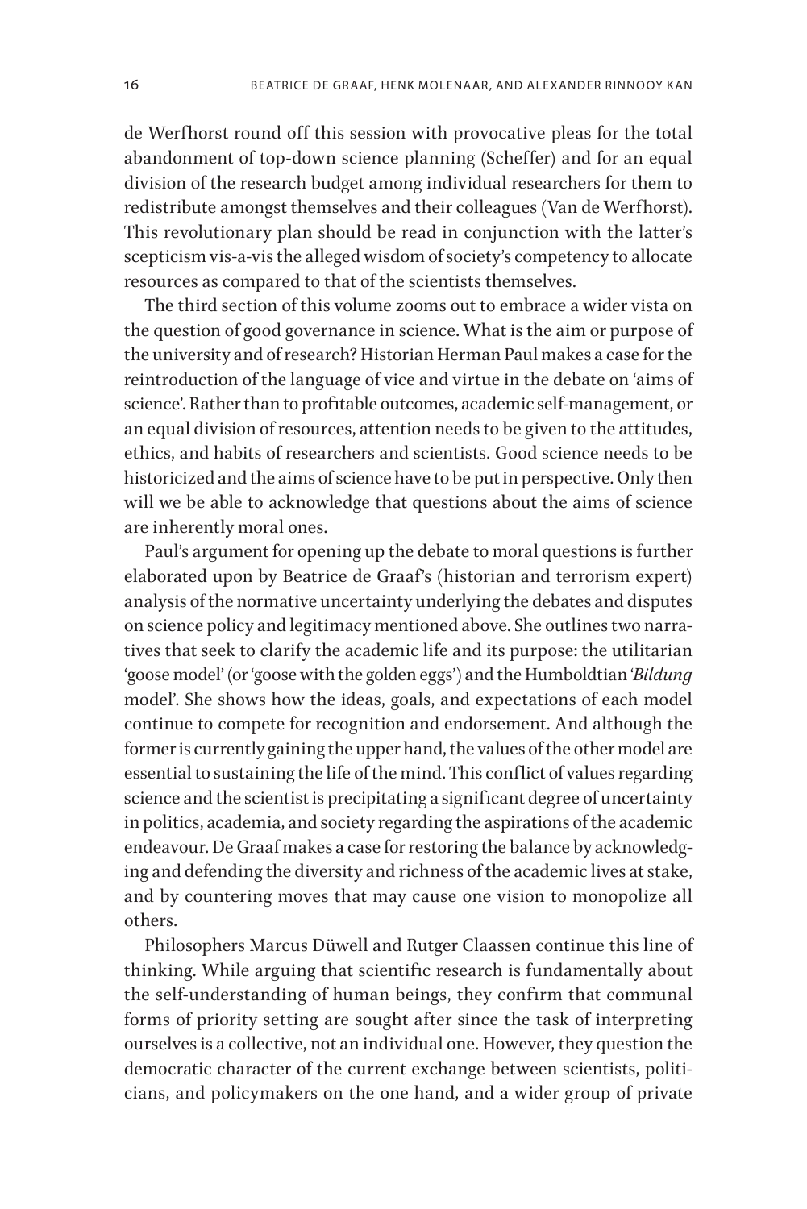de Werfhorst round off this session with provocative pleas for the total abandonment of top-down science planning (Scheffer) and for an equal division of the research budget among individual researchers for them to redistribute amongst themselves and their colleagues (Van de Werfhorst). This revolutionary plan should be read in conjunction with the latter's scepticism vis-a-vis the alleged wisdom of society's competency to allocate resources as compared to that of the scientists themselves.

The third section of this volume zooms out to embrace a wider vista on the question of good governance in science. What is the aim or purpose of the university and of research? Historian Herman Paul makes a case for the reintroduction of the language of vice and virtue in the debate on 'aims of science'. Rather than to profitable outcomes, academic self-management, or an equal division of resources, attention needs to be given to the attitudes, ethics, and habits of researchers and scientists. Good science needs to be historicized and the aims of science have to be put in perspective. Only then will we be able to acknowledge that questions about the aims of science are inherently moral ones.

Paul's argument for opening up the debate to moral questions is further elaborated upon by Beatrice de Graaf's (historian and terrorism expert) analysis of the normative uncertainty underlying the debates and disputes on science policy and legitimacy mentioned above. She outlines two narratives that seek to clarify the academic life and its purpose: the utilitarian 'goose model' (or 'goose with the golden eggs') and the Humboldtian '*Bildung* model'. She shows how the ideas, goals, and expectations of each model continue to compete for recognition and endorsement. And although the former is currently gaining the upper hand, the values of the other model are essential to sustaining the life of the mind. This conflict of values regarding science and the scientist is precipitating a significant degree of uncertainty in politics, academia, and society regarding the aspirations of the academic endeavour. De Graaf makes a case for restoring the balance by acknowledging and defending the diversity and richness of the academic lives at stake, and by countering moves that may cause one vision to monopolize all others.

Philosophers Marcus Düwell and Rutger Claassen continue this line of thinking. While arguing that scientific research is fundamentally about the self-understanding of human beings, they confirm that communal forms of priority setting are sought after since the task of interpreting ourselves is a collective, not an individual one. However, they question the democratic character of the current exchange between scientists, politicians, and policymakers on the one hand, and a wider group of private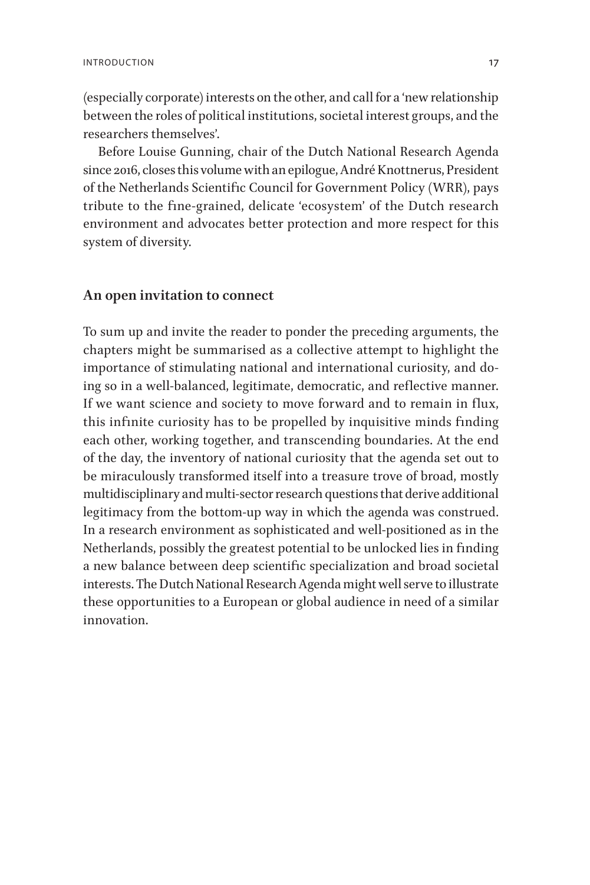(especially corporate) interests on the other, and call for a 'new relationship between the roles of political institutions, societal interest groups, and the researchers themselves'.

Before Louise Gunning, chair of the Dutch National Research Agenda since 2016, closes this volume with an epilogue, André Knottnerus, President of the Netherlands Scientific Council for Government Policy (WRR), pays tribute to the fine-grained, delicate 'ecosystem' of the Dutch research environment and advocates better protection and more respect for this system of diversity.

## An open invitation to connect

To sum up and invite the reader to ponder the preceding arguments, the chapters might be summarised as a collective attempt to highlight the importance of stimulating national and international curiosity, and doing so in a well-balanced, legitimate, democratic, and reflective manner. If we want science and society to move forward and to remain in flux, this infinite curiosity has to be propelled by inquisitive minds finding each other, working together, and transcending boundaries. At the end of the day, the inventory of national curiosity that the agenda set out to be miraculously transformed itself into a treasure trove of broad, mostly multidisciplinary and multi-sector research questions that derive additional legitimacy from the bottom-up way in which the agenda was construed. In a research environment as sophisticated and well-positioned as in the Netherlands, possibly the greatest potential to be unlocked lies in finding a new balance between deep scientific specialization and broad societal interests. The Dutch National Research Agenda might well serve to illustrate these opportunities to a European or global audience in need of a similar innovation.